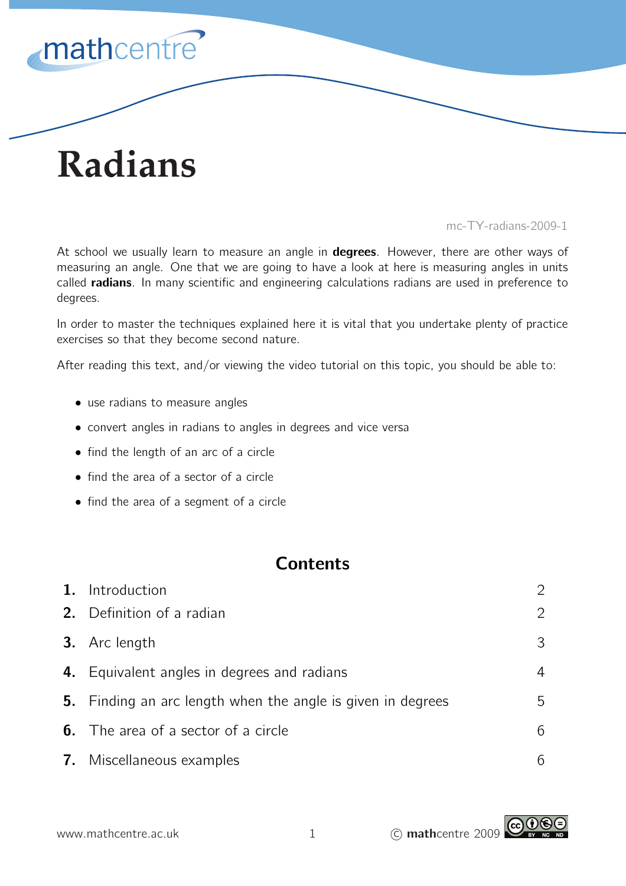# Radians

mc-TY-radians-2009-1

At school we usually learn to measure an angle in **degrees**. However, there are other ways of measuring an angle. One that we are going to have a look at here is measuring angles in units called **radians**. In many scientific and engineering calculations radians are used in preference to degrees.

In order to master the techniques explained here it is vital that you undertake plenty of practice exercises so that they become second nature.

After reading this text, and/or viewing the video tutorial on this topic, you should be able to:

- use radians to measure angles
- convert angles in radians to angles in degrees and vice versa
- find the length of an arc of a circle
- find the area of a sector of a circle
- find the area of a segment of a circle

## Contents

| | | |
|---|---|---|
| **1.** | Introduction | 2 |
| **2.** | Definition of a radian | 2 |
| **3.** | Arc length | 3 |
| **4.** | Equivalent angles in degrees and radians | 4 |
| **5.** | Finding an arc length when the angle is given in degrees | 5 |
| **6.** | The area of a sector of a circle | 6 |
| **7.** | Miscellaneous examples | 6 |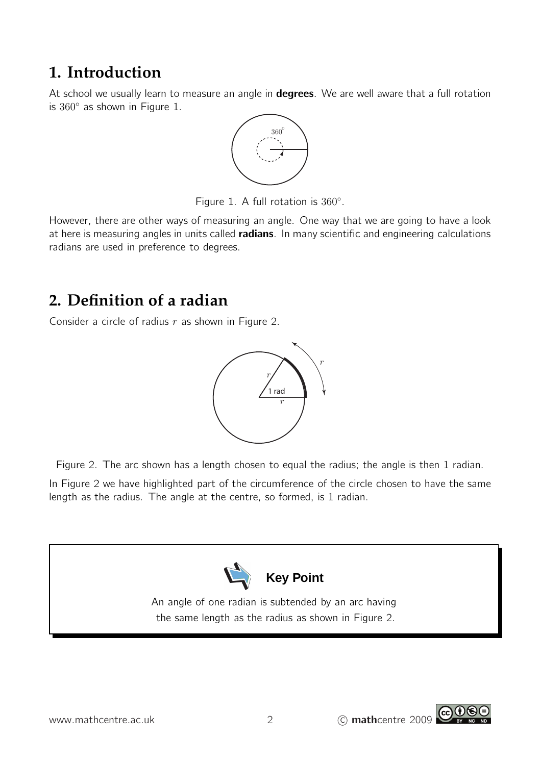## 1. Introduction

At school we usually learn to measure an angle in **degrees**. We are well aware that a full rotation is $360^\circ$ as shown in Figure 1.

Figure 1. A full rotation is $360^\circ$.

However, there are other ways of measuring an angle. One way that we are going to have a look at here is measuring angles in units called **radians**. In many scientific and engineering calculations radians are used in preference to degrees.

## 2. Definition of a radian

Consider a circle of radius $r$ as shown in Figure 2.

Figure 2. The arc shown has a length chosen to equal the radius; the angle is then 1 radian.

In Figure 2 we have highlighted part of the circumference of the circle chosen to have the same length as the radius. The angle at the centre, so formed, is 1 radian.

**Key Point**

An angle of one radian is subtended by an arc having the same length as the radius as shown in Figure 2.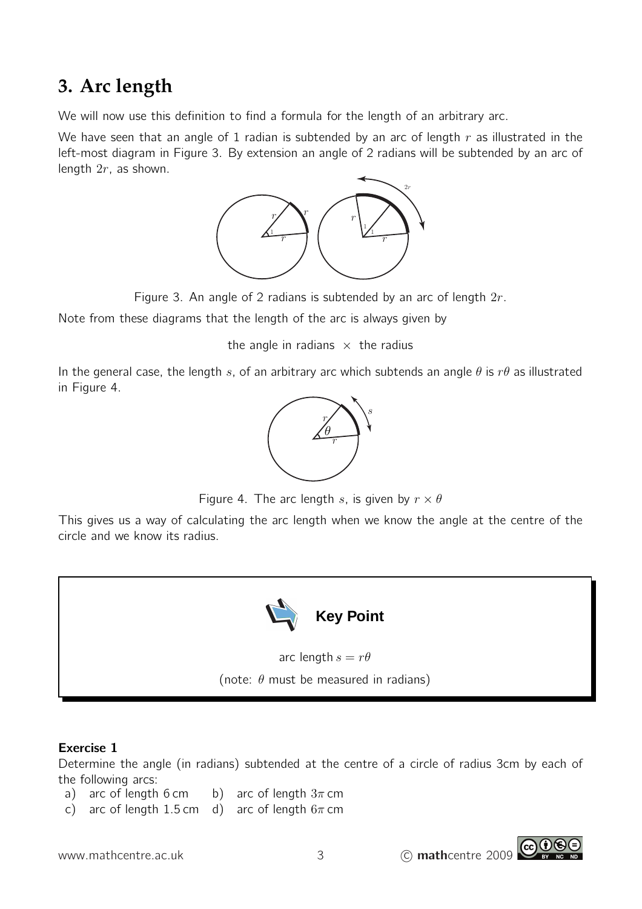## 3. Arc length

We will now use this definition to find a formula for the length of an arbitrary arc.

We have seen that an angle of 1 radian is subtended by an arc of length $r$ as illustrated in the left-most diagram in Figure 3. By extension an angle of 2 radians will be subtended by an arc of length $2r$, as shown.

Figure 3. An angle of 2 radians is subtended by an arc of length $2r$.

Note from these diagrams that the length of the arc is always given by

the angle in radians $\times$ the radius

In the general case, the length $s$, of an arbitrary arc which subtends an angle $\theta$ is $r\theta$ as illustrated in Figure 4.

Figure 4. The arc length $s$, is given by $r \times \theta$

This gives us a way of calculating the arc length when we know the angle at the centre of the circle and we know its radius.

**Key Point**

arc length $s = r\theta$

(note: $\theta$ must be measured in radians)

**Exercise 1**

Determine the angle (in radians) subtended at the centre of a circle of radius 3cm by each of the following arcs:

a) arc of length 6 cm  b) arc of length $3\pi$ cm

c) arc of length 1.5 cm  d) arc of length $6\pi$ cm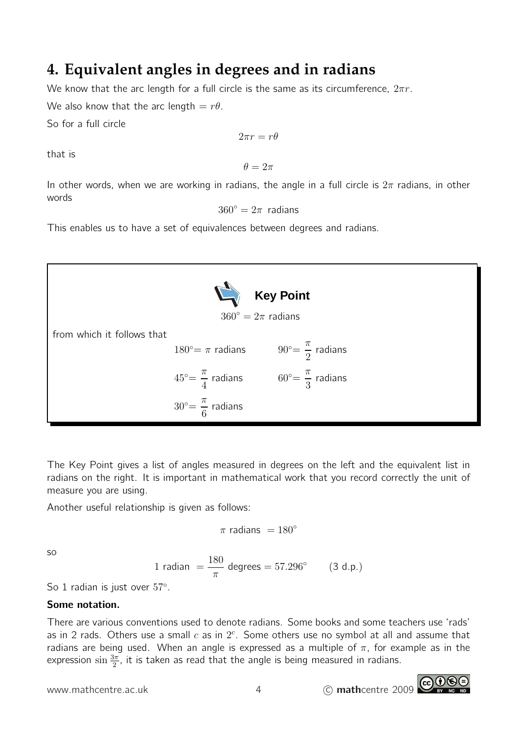## 4. Equivalent angles in degrees and in radians

We know that the arc length for a full circle is the same as its circumference, $2\pi r$.

We also know that the arc length $= r\theta$.

So for a full circle

$$2\pi r = r\theta$$

that is

$$\theta = 2\pi$$

In other words, when we are working in radians, the angle in a full circle is $2\pi$ radians, in other words

$$360^\circ = 2\pi \text{ radians}$$

This enables us to have a set of equivalences between degrees and radians.

**Key Point**

$$360^\circ = 2\pi \text{ radians}$$

from which it follows that

$$180^\circ = \pi \text{ radians} \qquad 90^\circ = \frac{\pi}{2} \text{ radians}$$

$$45^\circ = \frac{\pi}{4} \text{ radians} \qquad 60^\circ = \frac{\pi}{3} \text{ radians}$$

$$30^\circ = \frac{\pi}{6} \text{ radians}$$

The Key Point gives a list of angles measured in degrees on the left and the equivalent list in radians on the right. It is important in mathematical work that you record correctly the unit of measure you are using.

Another useful relationship is given as follows:

$$\pi \text{ radians } = 180^\circ$$

so

$$1 \text{ radian } = \frac{180}{\pi} \text{ degrees} = 57.296^\circ \qquad (3 \text{ d.p.})$$

So 1 radian is just over $57^\circ$.

**Some notation.**

There are various conventions used to denote radians. Some books and some teachers use 'rads' as in 2 rads. Others use a small $c$ as in $2^c$. Some others use no symbol at all and assume that radians are being used. When an angle is expressed as a multiple of $\pi$, for example as in the expression $\sin\frac{3\pi}{2}$, it is taken as read that the angle is being measured in radians.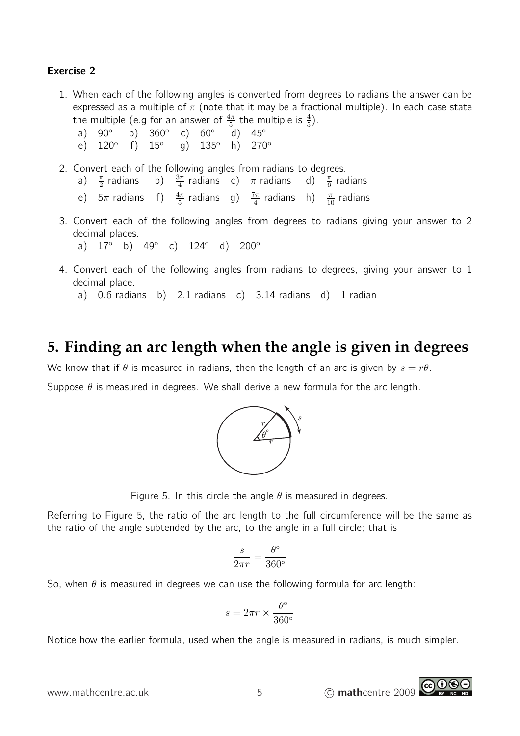**Exercise 2**

1. When each of the following angles is converted from degrees to radians the answer can be expressed as a multiple of $\pi$ (note that it may be a fractional multiple). In each case state the multiple (e.g for an answer of $\frac{4\pi}{5}$ the multiple is $\frac{4}{5}$).
   a) $90^o$ b) $360^o$ c) $60^o$ d) $45^o$
   e) $120^o$ f) $15^o$ g) $135^o$ h) $270^o$

2. Convert each of the following angles from radians to degrees.
   a) $\frac{\pi}{2}$ radians b) $\frac{3\pi}{4}$ radians c) $\pi$ radians d) $\frac{\pi}{6}$ radians
   e) $5\pi$ radians f) $\frac{4\pi}{5}$ radians g) $\frac{7\pi}{4}$ radians h) $\frac{\pi}{10}$ radians

3. Convert each of the following angles from degrees to radians giving your answer to 2 decimal places.
   a) $17^o$ b) $49^o$ c) $124^o$ d) $200^o$

4. Convert each of the following angles from radians to degrees, giving your answer to 1 decimal place.
   a) 0.6 radians b) 2.1 radians c) 3.14 radians d) 1 radian

# 5. Finding an arc length when the angle is given in degrees

We know that if $\theta$ is measured in radians, then the length of an arc is given by $s = r\theta$.

Suppose $\theta$ is measured in degrees. We shall derive a new formula for the arc length.

Figure 5. In this circle the angle $\theta$ is measured in degrees.

Referring to Figure 5, the ratio of the arc length to the full circumference will be the same as the ratio of the angle subtended by the arc, to the angle in a full circle; that is

$$\frac{s}{2\pi r} = \frac{\theta^\circ}{360^\circ}$$

So, when $\theta$ is measured in degrees we can use the following formula for arc length:

$$s = 2\pi r \times \frac{\theta^\circ}{360^\circ}$$

Notice how the earlier formula, used when the angle is measured in radians, is much simpler.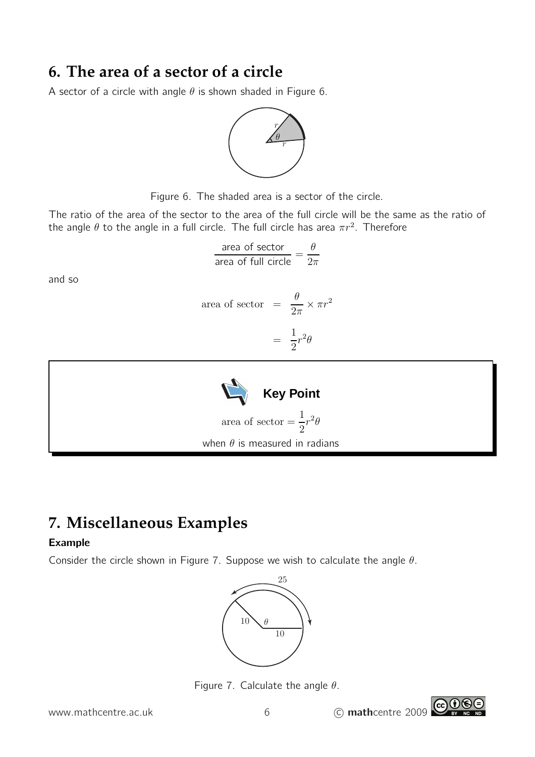## 6. The area of a sector of a circle

A sector of a circle with angle $\theta$ is shown shaded in Figure 6.

Figure 6. The shaded area is a sector of the circle.

The ratio of the area of the sector to the area of the full circle will be the same as the ratio of the angle $\theta$ to the angle in a full circle. The full circle has area $\pi r^2$. Therefore

$$\frac{\text{area of sector}}{\text{area of full circle}} = \frac{\theta}{2\pi}$$

and so

$$\begin{aligned}\text{area of sector} &= \frac{\theta}{2\pi} \times \pi r^2 \\ &= \frac{1}{2} r^2 \theta\end{aligned}$$

**Key Point**

$$\text{area of sector} = \frac{1}{2} r^2 \theta$$

when $\theta$ is measured in radians

## 7. Miscellaneous Examples

**Example**

Consider the circle shown in Figure 7. Suppose we wish to calculate the angle $\theta$.

Figure 7. Calculate the angle $\theta$.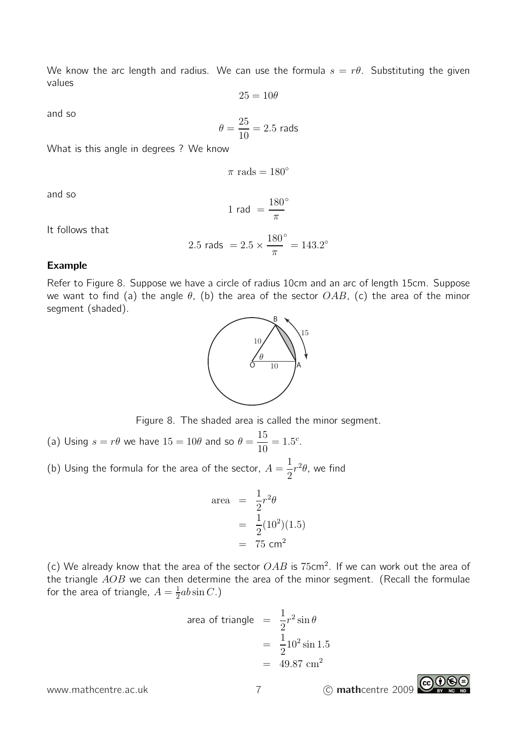We know the arc length and radius. We can use the formula $s = r\theta$. Substituting the given values

$$25 = 10\theta$$

and so

$$\theta = \frac{25}{10} = 2.5 \text{ rads}$$

What is this angle in degrees ? We know

$$\pi \text{ rads} = 180^\circ$$

and so

$$1 \text{ rad } = \frac{180^\circ}{\pi}$$

It follows that

$$2.5 \text{ rads } = 2.5 \times \frac{180^\circ}{\pi} = 143.2^\circ$$

**Example**

Refer to Figure 8. Suppose we have a circle of radius 10cm and an arc of length 15cm. Suppose we want to find (a) the angle $\theta$, (b) the area of the sector $OAB$, (c) the area of the minor segment (shaded).

Figure 8. The shaded area is called the minor segment.

(a) Using $s = r\theta$ we have $15 = 10\theta$ and so $\theta = \frac{15}{10} = 1.5^c$.

(b) Using the formula for the area of the sector, $A = \frac{1}{2}r^2\theta$, we find

$$\begin{aligned} \text{area} &= \frac{1}{2}r^2\theta \\ &= \frac{1}{2}(10^2)(1.5) \\ &= 75 \text{ cm}^2 \end{aligned}$$

(c) We already know that the area of the sector $OAB$ is 75cm$^2$. If we can work out the area of the triangle $AOB$ we can then determine the area of the minor segment. (Recall the formulae for the area of triangle, $A = \frac{1}{2}ab\sin C$.)

$$\begin{aligned} \text{area of triangle} &= \frac{1}{2}r^2\sin\theta \\ &= \frac{1}{2}10^2\sin 1.5 \\ &= 49.87 \text{ cm}^2 \end{aligned}$$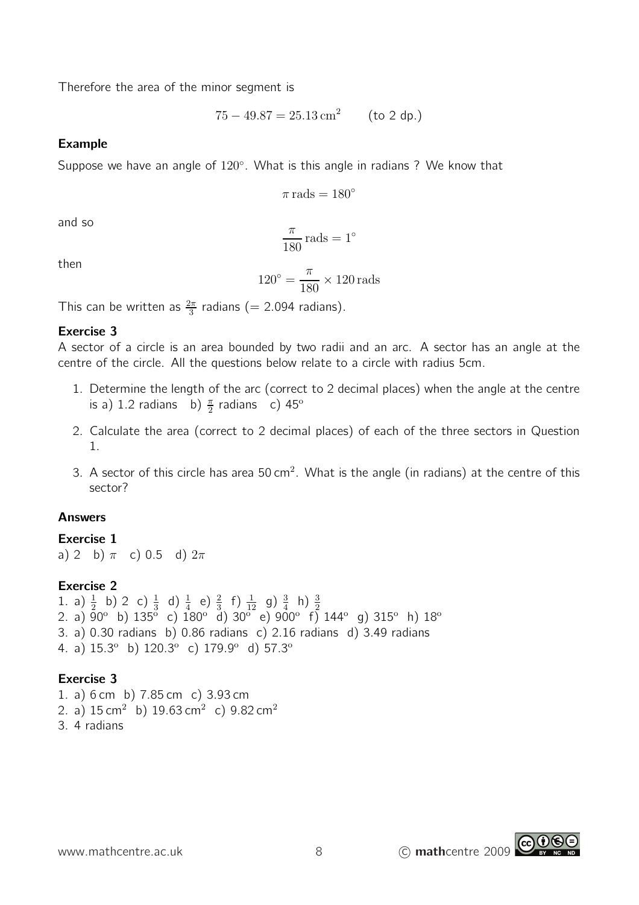Therefore the area of the minor segment is

$$75 - 49.87 = 25.13\,\text{cm}^2 \qquad \text{(to 2 dp.)}$$

**Example**

Suppose we have an angle of $120^\circ$. What is this angle in radians ? We know that

$$\pi\,\text{rads} = 180^\circ$$

and so

$$\frac{\pi}{180}\,\text{rads} = 1^\circ$$

then

$$120^\circ = \frac{\pi}{180} \times 120\,\text{rads}$$

This can be written as $\frac{2\pi}{3}$ radians (= 2.094 radians).

**Exercise 3**

A sector of a circle is an area bounded by two radii and an arc. A sector has an angle at the centre of the circle. All the questions below relate to a circle with radius 5cm.

1. Determine the length of the arc (correct to 2 decimal places) when the angle at the centre is a) 1.2 radians b) $\frac{\pi}{2}$ radians c) $45^{\text{o}}$
2. Calculate the area (correct to 2 decimal places) of each of the three sectors in Question 1.
3. A sector of this circle has area $50\,\text{cm}^2$. What is the angle (in radians) at the centre of this sector?

## Answers

**Exercise 1**

a) 2 b) $\pi$ c) 0.5 d) $2\pi$

**Exercise 2**

1. a) $\frac{1}{2}$ b) 2 c) $\frac{1}{3}$ d) $\frac{1}{4}$ e) $\frac{2}{3}$ f) $\frac{1}{12}$ g) $\frac{3}{4}$ h) $\frac{3}{2}$
2. a) $90^{\text{o}}$ b) $135^{\text{o}}$ c) $180^{\text{o}}$ d) $30^{\text{o}}$ e) $900^{\text{o}}$ f) $144^{\text{o}}$ g) $315^{\text{o}}$ h) $18^{\text{o}}$
3. a) 0.30 radians b) 0.86 radians c) 2.16 radians d) 3.49 radians
4. a) $15.3^{\text{o}}$ b) $120.3^{\text{o}}$ c) $179.9^{\text{o}}$ d) $57.3^{\text{o}}$

**Exercise 3**

1. a) 6 cm b) 7.85 cm c) 3.93 cm
2. a) $15\,\text{cm}^2$ b) $19.63\,\text{cm}^2$ c) $9.82\,\text{cm}^2$
3. 4 radians